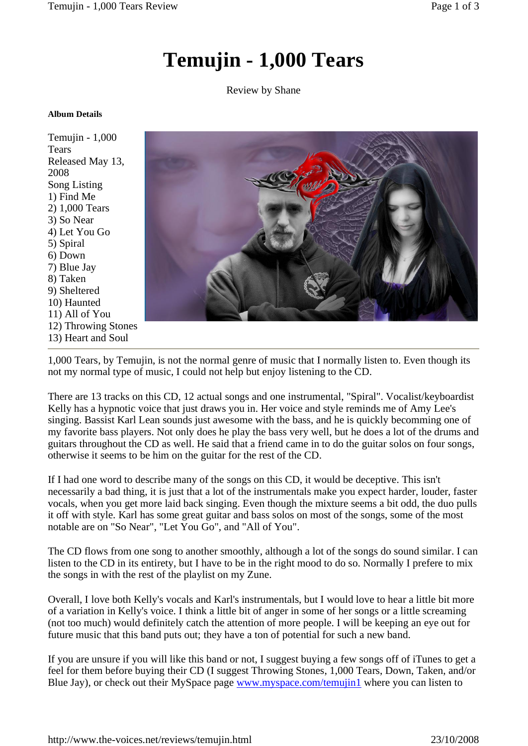# Temujin - 1,000 Tears

Review by Shane

**Album Details**

Temujin - 1,000 Tears
Released May 13, 2008
Song Listing
1) Find Me
2) 1,000 Tears
3) So Near
4) Let You Go
5) Spiral
6) Down
7) Blue Jay
8) Taken
9) Sheltered
10) Haunted
11) All of You
12) Throwing Stones
13) Heart and Soul

---

1,000 Tears, by Temujin, is not the normal genre of music that I normally listen to. Even though its not my normal type of music, I could not help but enjoy listening to the CD.

There are 13 tracks on this CD, 12 actual songs and one instrumental, "Spiral". Vocalist/keyboardist Kelly has a hypnotic voice that just draws you in. Her voice and style reminds me of Amy Lee's singing. Bassist Karl Lean sounds just awesome with the bass, and he is quickly becomming one of my favorite bass players. Not only does he play the bass very well, but he does a lot of the drums and guitars throughout the CD as well. He said that a friend came in to do the guitar solos on four songs, otherwise it seems to be him on the guitar for the rest of the CD.

If I had one word to describe many of the songs on this CD, it would be deceptive. This isn't necessarily a bad thing, it is just that a lot of the instrumentals make you expect harder, louder, faster vocals, when you get more laid back singing. Even though the mixture seems a bit odd, the duo pulls it off with style. Karl has some great guitar and bass solos on most of the songs, some of the most notable are on "So Near", "Let You Go", and "All of You".

The CD flows from one song to another smoothly, although a lot of the songs do sound similar. I can listen to the CD in its entirety, but I have to be in the right mood to do so. Normally I prefere to mix the songs in with the rest of the playlist on my Zune.

Overall, I love both Kelly's vocals and Karl's instrumentals, but I would love to hear a little bit more of a variation in Kelly's voice. I think a little bit of anger in some of her songs or a little screaming (not too much) would definitely catch the attention of more people. I will be keeping an eye out for future music that this band puts out; they have a ton of potential for such a new band.

If you are unsure if you will like this band or not, I suggest buying a few songs off of iTunes to get a feel for them before buying their CD (I suggest Throwing Stones, 1,000 Tears, Down, Taken, and/or Blue Jay), or check out their MySpace page [www.myspace.com/temujin1](http://www.myspace.com/temujin1) where you can listen to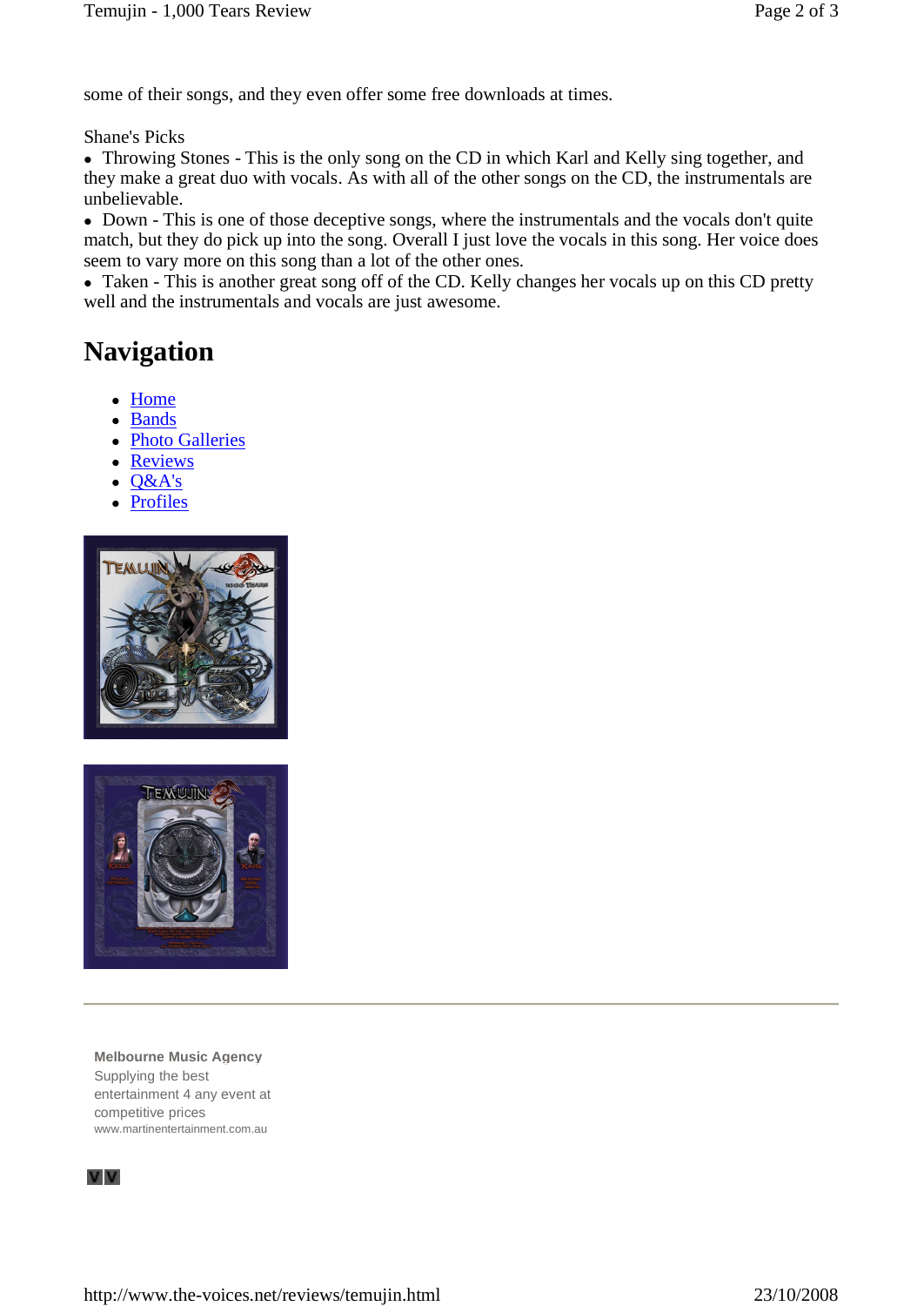some of their songs, and they even offer some free downloads at times.

Shane's Picks

- Throwing Stones - This is the only song on the CD in which Karl and Kelly sing together, and they make a great duo with vocals. As with all of the other songs on the CD, the instrumentals are unbelievable.
- Down - This is one of those deceptive songs, where the instrumentals and the vocals don't quite match, but they do pick up into the song. Overall I just love the vocals in this song. Her voice does seem to vary more on this song than a lot of the other ones.
- Taken - This is another great song off of the CD. Kelly changes her vocals up on this CD pretty well and the instrumentals and vocals are just awesome.

## Navigation

- Home
- Bands
- Photo Galleries
- Reviews
- Q&A's
- Profiles

---

**Melbourne Music Agency**
Supplying the best entertainment 4 any event at competitive prices
www.martinentertainment.com.au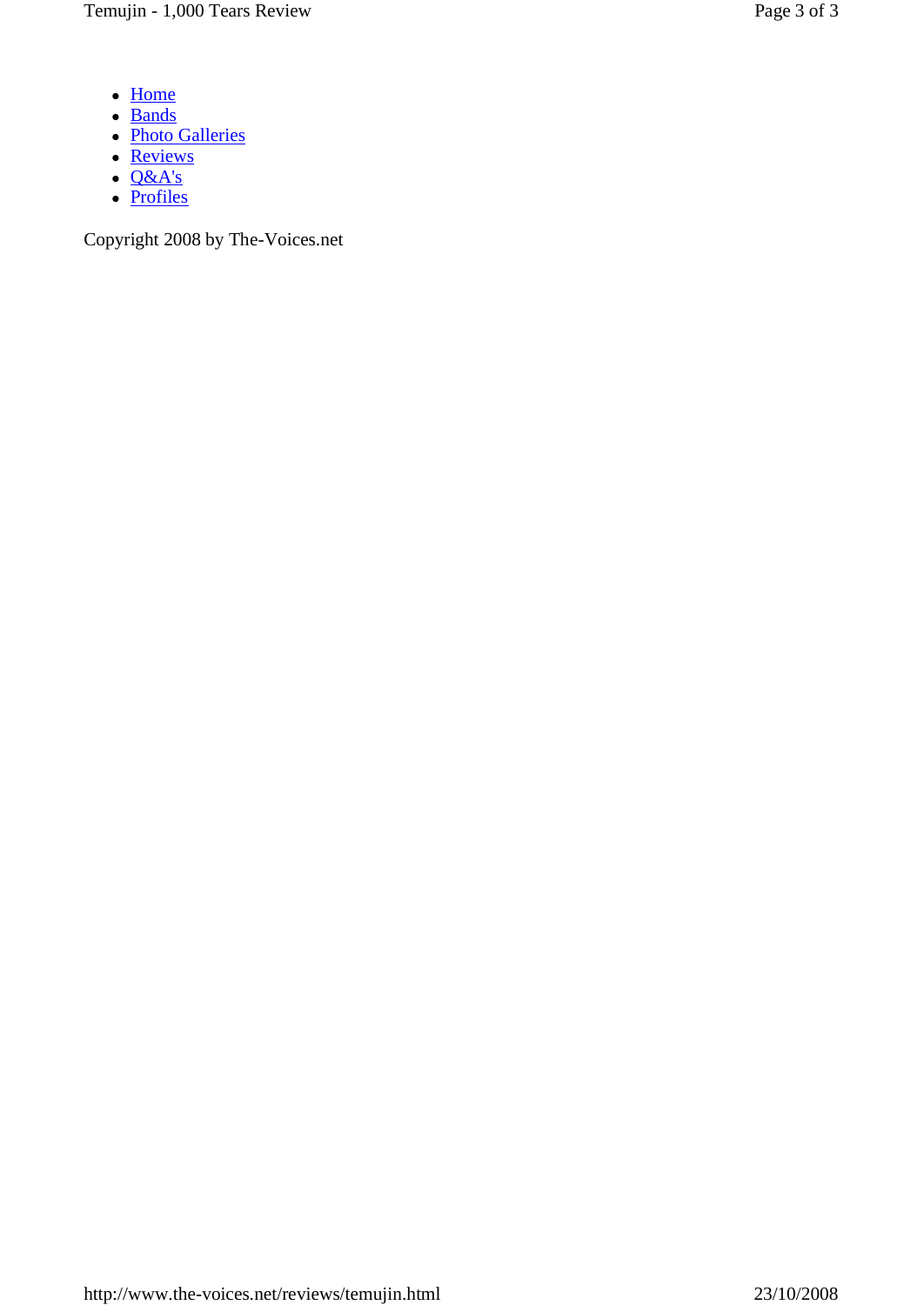- Home
- Bands
- Photo Galleries
- Reviews
- Q&A's
- Profiles

Copyright 2008 by The-Voices.net